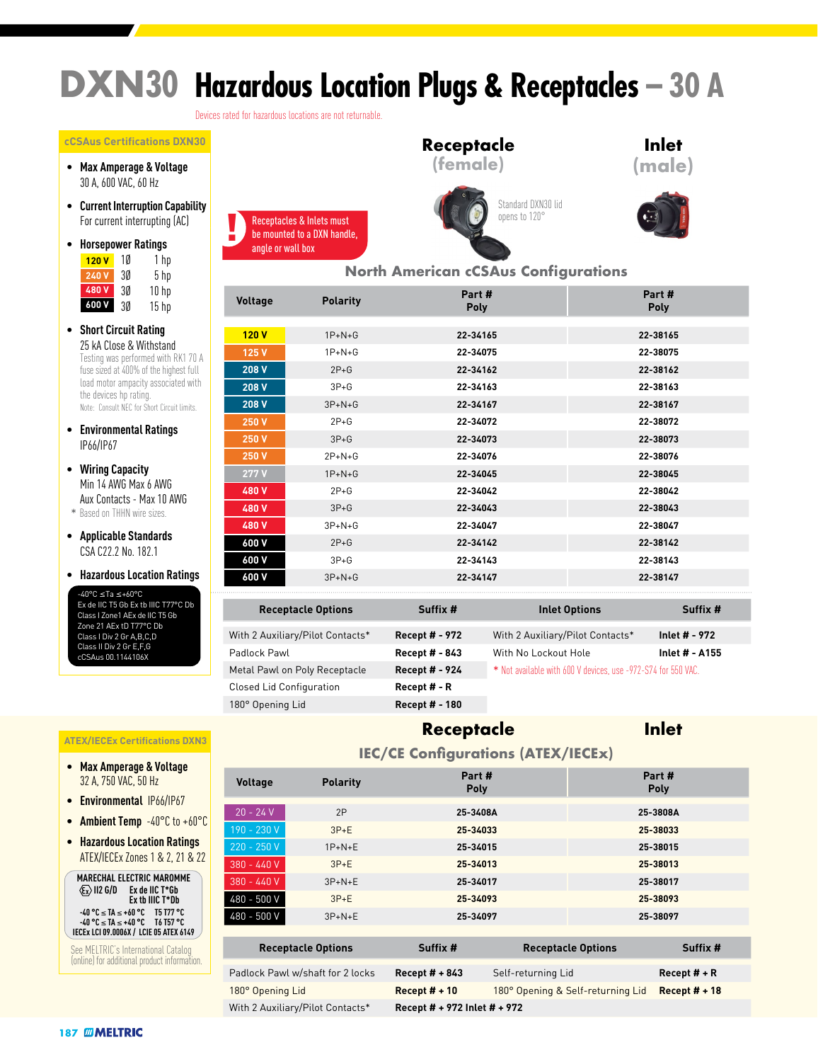# DXN30 Hazardous Location Plugs & Receptacles – 30 A

Devices rated for hazardous locations are not returnable.

## cCSAus Certifications DXN30

- **Max Amperage & Voltage**
  30 A, 600 VAC, 60 Hz
- **Current Interruption Capability**
  For current interrupting (AC)
- **Horsepower Ratings**

| | | |
|---|---|---|
| 120 V | 1Ø | 1 hp |
| 240 V | 3Ø | 5 hp |
| 480 V | 3Ø | 10 hp |
| 600 V | 3Ø | 15 hp |

- **Short Circuit Rating**
  25 kA Close & Withstand
  Testing was performed with RK1 70 A fuse sized at 400% of the highest full load motor ampacity associated with the devices hp rating.
  Note: Consult NEC for Short Circuit limits.
- **Environmental Ratings**
  IP66/IP67
- **Wiring Capacity**
  Min 14 AWG Max 6 AWG
  Aux Contacts - Max 10 AWG
  * Based on THHN wire sizes.
- **Applicable Standards**
  CSA C22.2 No. 182.1
- **Hazardous Location Ratings**
  -40°C ≤Ta ≤+60°C
  Ex de IIC T5 Gb Ex tb IIIC T77°C Db
  Class I Zone1 AEx de IIC T5 Gb
  Zone 21 AEx tD T77°C Db
  Class I Div 2 Gr A,B,C,D
  Class II Div 2 Gr E,F,G
  cCSAus 00.1144106X

**Receptacle (female)** — Standard DXN30 lid opens to 120°

**Inlet (male)**

! Receptacles & Inlets must be mounted to a DXN handle, angle or wall box

## North American cCSAus Configurations

| Voltage | Polarity | Receptacle Part # Poly | Inlet Part # Poly |
|---|---|---|---|
| 120 V | 1P+N+G | 22-34165 | 22-38165 |
| 125 V | 1P+N+G | 22-34075 | 22-38075 |
| 208 V | 2P+G | 22-34162 | 22-38162 |
| 208 V | 3P+G | 22-34163 | 22-38163 |
| 208 V | 3P+N+G | 22-34167 | 22-38167 |
| 250 V | 2P+G | 22-34072 | 22-38072 |
| 250 V | 3P+G | 22-34073 | 22-38073 |
| 250 V | 2P+N+G | 22-34076 | 22-38076 |
| 277 V | 1P+N+G | 22-34045 | 22-38045 |
| 480 V | 2P+G | 22-34042 | 22-38042 |
| 480 V | 3P+G | 22-34043 | 22-38043 |
| 480 V | 3P+N+G | 22-34047 | 22-38047 |
| 600 V | 2P+G | 22-34142 | 22-38142 |
| 600 V | 3P+G | 22-34143 | 22-38143 |
| 600 V | 3P+N+G | 22-34147 | 22-38147 |

| Receptacle Options | Suffix # | Inlet Options | Suffix # |
|---|---|---|---|
| With 2 Auxiliary/Pilot Contacts* | Recept # - 972 | With 2 Auxiliary/Pilot Contacts* | Inlet # - 972 |
| Padlock Pawl | Recept # - 843 | With No Lockout Hole | Inlet # - A155 |
| Metal Pawl on Poly Receptacle | Recept # - 924 | * Not available with 600 V devices, use -972-S74 for 550 VAC. | |
| Closed Lid Configuration | Recept # - R | | |
| 180° Opening Lid | Recept # - 180 | | |

## ATEX/IECEx Certifications DXN3

- **Max Amperage & Voltage**
  32 A, 750 VAC, 50 Hz
- **Environmental** IP66/IP67
- **Ambient Temp** -40°C to +60°C
- **Hazardous Location Ratings**
  ATEX/IECEx Zones 1 & 2, 21 & 22

MARECHAL ELECTRIC MAROMME
II2 G/D Ex de IIC T*Gb
Ex tb IIIC T*Db
-40 °C ≤ TA ≤ +60 °C T5 T77 °C
-40 °C ≤ TA ≤ +40 °C T6 T57 °C
IECEx LCI 09.0006X / LCIE 05 ATEX 6149

See MELTRIC's International Catalog (online) for additional product information.

## IEC/CE Configurations (ATEX/IECEx)

| Voltage | Polarity | Receptacle Part # Poly | Inlet Part # Poly |
|---|---|---|---|
| 20 - 24 V | 2P | 25-3408A | 25-3808A |
| 190 - 230 V | 3P+E | 25-34033 | 25-38033 |
| 220 - 250 V | 1P+N+E | 25-34015 | 25-38015 |
| 380 - 440 V | 3P+E | 25-34013 | 25-38013 |
| 380 - 440 V | 3P+N+E | 25-34017 | 25-38017 |
| 480 - 500 V | 3P+E | 25-34093 | 25-38093 |
| 480 - 500 V | 3P+N+E | 25-34097 | 25-38097 |

| Receptacle Options | Suffix # | Receptacle Options | Suffix # |
|---|---|---|---|
| Padlock Pawl w/shaft for 2 locks | Recept # + 843 | Self-returning Lid | Recept # + R |
| 180° Opening Lid | Recept # + 10 | 180° Opening & Self-returning Lid | Recept # + 18 |
| With 2 Auxiliary/Pilot Contacts* | Recept # + 972 Inlet # + 972 | | |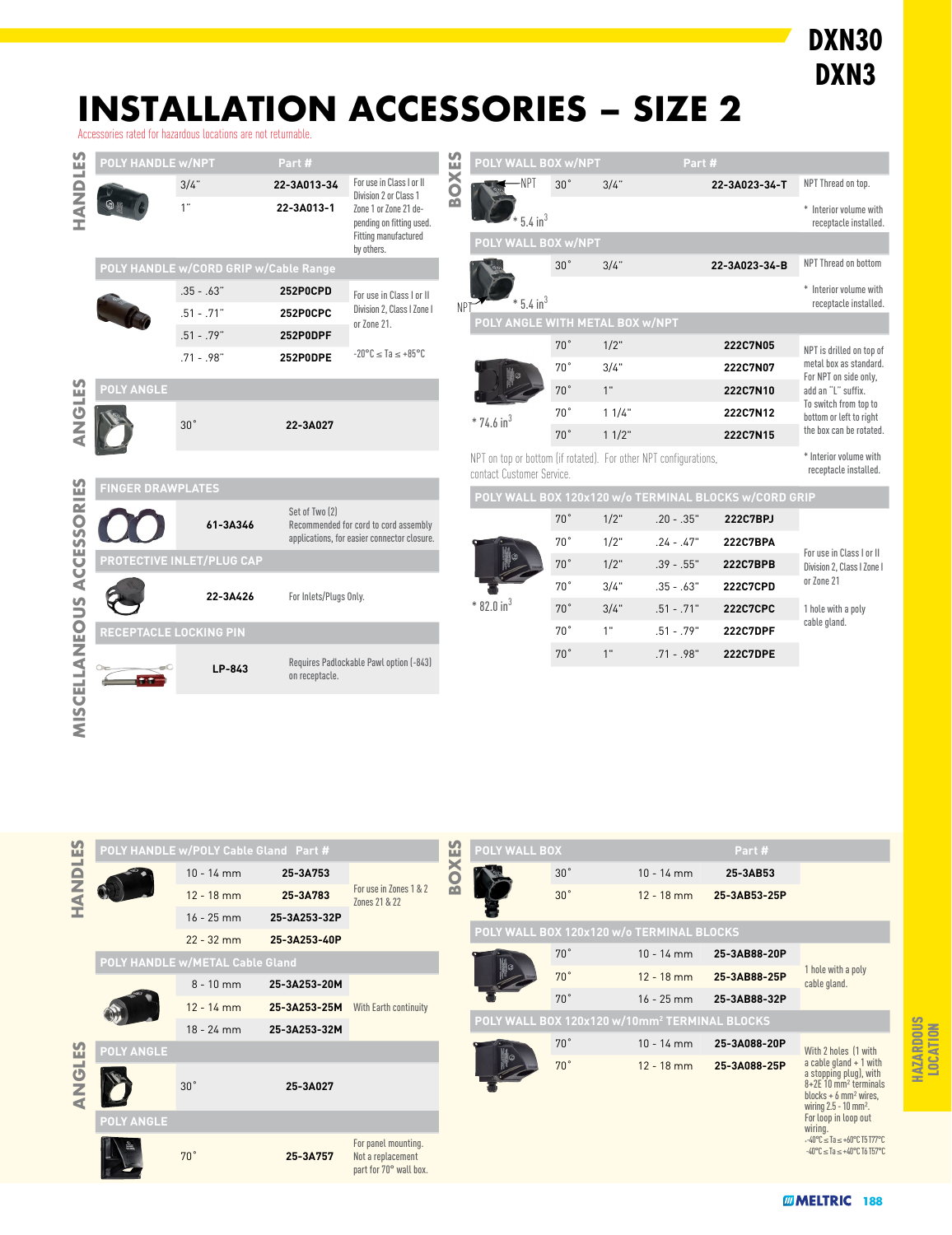# INSTALLATION ACCESSORIES – SIZE 2

DXN30
DXN3

Accessories rated for hazardous locations are not returnable.

## HANDLES

| POLY HANDLE w/NPT | Part # | |
|---|---|---|
| 3/4" | 22-3A013-34 | For use in Class I or II Division 2 or Class 1 Zone 1 or Zone 21 depending on fitting used. Fitting manufactured by others. |
| 1" | 22-3A013-1 | |

| POLY HANDLE w/CORD GRIP w/Cable Range | | |
|---|---|---|
| .35 - .63" | 252P0CPD | For use in Class I or II Division 2, Class I Zone I or Zone 21. |
| .51 - .71" | 252P0CPC | |
| .51 - .79" | 252P0DPF | |
| .71 - .98" | 252P0DPE | -20°C ≤ Ta ≤ +85°C |

## ANGLES

| POLY ANGLE | |
|---|---|
| 30˚ | 22-3A027 |

## MISCELLANEOUS ACCESSORIES

| FINGER DRAWPLATES | |
|---|---|
| 61-3A346 | Set of Two (2) Recommended for cord to cord assembly applications, for easier connector closure. |

| PROTECTIVE INLET/PLUG CAP | |
|---|---|
| 22-3A426 | For Inlets/Plugs Only. |

| RECEPTACLE LOCKING PIN | |
|---|---|
| LP-843 | Requires Padlockable Pawl option (-843) on receptacle. |

## BOXES

| POLY WALL BOX w/NPT | | Part # | |
|---|---|---|---|
| 30˚ | 3/4" | 22-3A023-34-T | NPT Thread on top. |
| | | | * Interior volume with receptacle installed. |

NPT
* 5.4 in³

| POLY WALL BOX w/NPT | | | |
|---|---|---|---|
| 30˚ | 3/4" | 22-3A023-34-B | NPT Thread on bottom |
| | | | * Interior volume with receptacle installed. |

NPT
* 5.4 in³

| POLY ANGLE WITH METAL BOX w/NPT | | | |
|---|---|---|---|
| 70˚ | 1/2" | 222C7N05 | NPT is drilled on top of metal box as standard. For NPT on side only, add an "L" suffix. To switch from top to bottom or left to right the box can be rotated. |
| 70˚ | 3/4" | 222C7N07 | |
| 70˚ | 1" | 222C7N10 | |
| 70˚ | 1 1/4" | 222C7N12 | |
| 70˚ | 1 1/2" | 222C7N15 | |

* 74.6 in³

NPT on top or bottom (if rotated). For other NPT configurations, contact Customer Service.

* Interior volume with receptacle installed.

| POLY WALL BOX 120x120 w/o TERMINAL BLOCKS w/CORD GRIP | | | | |
|---|---|---|---|---|
| 70˚ | 1/2" | .20 - .35" | 222C7BPJ | |
| 70˚ | 1/2" | .24 - .47" | 222C7BPA | For use in Class I or II Division 2, Class I Zone I or Zone 21 |
| 70˚ | 1/2" | .39 - .55" | 222C7BPB | |
| 70˚ | 3/4" | .35 - .63" | 222C7CPD | |
| 70˚ | 3/4" | .51 - .71" | 222C7CPC | 1 hole with a poly cable gland. |
| 70˚ | 1" | .51 - .79" | 222C7DPF | |
| 70˚ | 1" | .71 - .98" | 222C7DPE | |

* 82.0 in³

## HANDLES

| POLY HANDLE w/POLY Cable Gland | Part # | |
|---|---|---|
| 10 - 14 mm | 25-3A753 | For use in Zones 1 & 2 Zones 21 & 22 |
| 12 - 18 mm | 25-3A783 | |
| 16 - 25 mm | 25-3A253-32P | |
| 22 - 32 mm | 25-3A253-40P | |

| POLY HANDLE w/METAL Cable Gland | | |
|---|---|---|
| 8 - 10 mm | 25-3A253-20M | With Earth continuity |
| 12 - 14 mm | 25-3A253-25M | |
| 18 - 24 mm | 25-3A253-32M | |

## ANGLES

| POLY ANGLE | |
|---|---|
| 30˚ | 25-3A027 |

| POLY ANGLE | | |
|---|---|---|
| 70˚ | 25-3A757 | For panel mounting. Not a replacement part for 70° wall box. |

## BOXES

| POLY WALL BOX | | Part # |
|---|---|---|
| 30˚ | 10 - 14 mm | 25-3AB53 |
| 30˚ | 12 - 18 mm | 25-3AB53-25P |

| POLY WALL BOX 120x120 w/o TERMINAL BLOCKS | | | |
|---|---|---|---|
| 70˚ | 10 - 14 mm | 25-3AB88-20P | 1 hole with a poly cable gland. |
| 70˚ | 12 - 18 mm | 25-3AB88-25P | |
| 70˚ | 16 - 25 mm | 25-3AB88-32P | |

| POLY WALL BOX 120x120 w/10mm² TERMINAL BLOCKS | | | |
|---|---|---|---|
| 70˚ | 10 - 14 mm | 25-3A088-20P | With 2 holes (1 with a cable gland + 1 with a stopping plug), with 8+2E 10 mm² terminals blocks + 6 mm² wires, wiring 2.5 - 10 mm². For loop in loop out wiring. -40°C ≤ Ta ≤ +60°C T5 T77°C -40°C ≤ Ta ≤ +40°C T6 T57°C |
| 70˚ | 12 - 18 mm | 25-3A088-25P | |

HAZARDOUS LOCATION